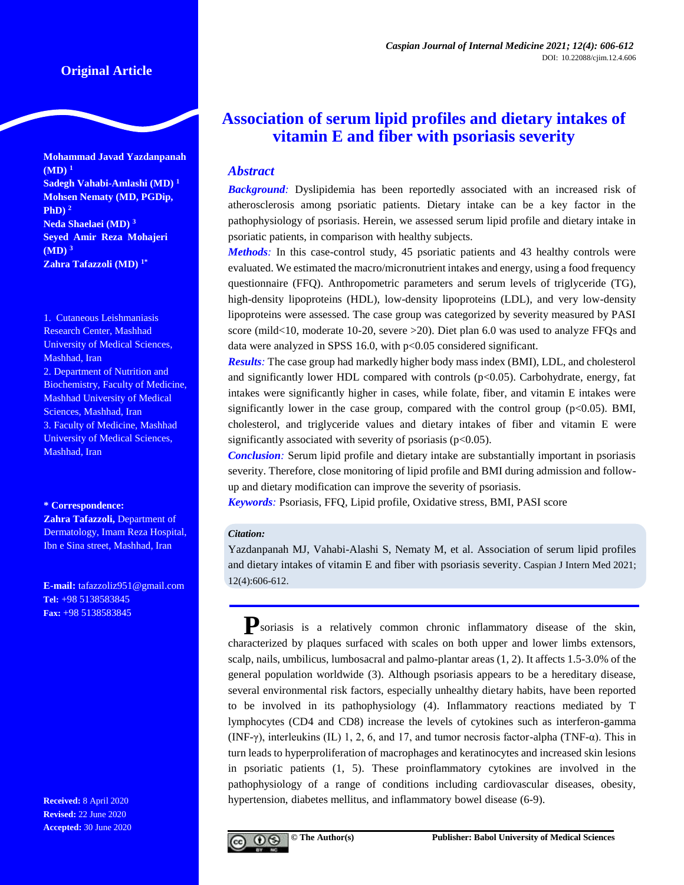Original Article

# Association of serum lipid profiles and dietary intakes of vitamin E and fiber with psoriasis severity

Mohammad Javad Yazdanpanah (MD) [1]
Sadegh Vahabi-Amlashi (MD) [1]
Mohsen Nematy (MD, PGDip, PhD) [2]
Neda Shaelaei (MD) [3]
Seyed Amir Reza Mohajeri (MD) [3]
Zahra Tafazzoli (MD) [1*]

1. Cutaneous Leishmaniasis Research Center, Mashhad University of Medical Sciences, Mashhad, Iran
2. Department of Nutrition and Biochemistry, Faculty of Medicine, Mashhad University of Medical Sciences, Mashhad, Iran
3. Faculty of Medicine, Mashhad University of Medical Sciences, Mashhad, Iran

**\* Correspondence:**
**Zahra Tafazzoli,** Department of Dermatology, Imam Reza Hospital, Ibn e Sina street, Mashhad, Iran

**E-mail:** tafazzoliz951@gmail.com
**Tel:** +98 5138583845
**Fax:** +98 5138583845

**Received:** 8 April 2020
**Revised:** 22 June 2020
**Accepted:** 30 June 2020

## Abstract

***Background:*** Dyslipidemia has been reportedly associated with an increased risk of atherosclerosis among psoriatic patients. Dietary intake can be a key factor in the pathophysiology of psoriasis. Herein, we assessed serum lipid profile and dietary intake in psoriatic patients, in comparison with healthy subjects.

***Methods:*** In this case-control study, 45 psoriatic patients and 43 healthy controls were evaluated. We estimated the macro/micronutrient intakes and energy, using a food frequency questionnaire (FFQ). Anthropometric parameters and serum levels of triglyceride (TG), high-density lipoproteins (HDL), low-density lipoproteins (LDL), and very low-density lipoproteins were assessed. The case group was categorized by severity measured by PASI score (mild<10, moderate 10-20, severe >20). Diet plan 6.0 was used to analyze FFQs and data were analyzed in SPSS 16.0, with $p<0.05$ considered significant.

***Results:*** The case group had markedly higher body mass index (BMI), LDL, and cholesterol and significantly lower HDL compared with controls ($p<0.05$). Carbohydrate, energy, fat intakes were significantly higher in cases, while folate, fiber, and vitamin E intakes were significantly lower in the case group, compared with the control group ($p<0.05$). BMI, cholesterol, and triglyceride values and dietary intakes of fiber and vitamin E were significantly associated with severity of psoriasis ($p<0.05$).

***Conclusion:*** Serum lipid profile and dietary intake are substantially important in psoriasis severity. Therefore, close monitoring of lipid profile and BMI during admission and follow-up and dietary modification can improve the severity of psoriasis.

***Keywords:*** Psoriasis, FFQ, Lipid profile, Oxidative stress, BMI, PASI score

***Citation:***
Yazdanpanah MJ, Vahabi-Alashi S, Nematy M, et al. Association of serum lipid profiles and dietary intakes of vitamin E and fiber with psoriasis severity. Caspian J Intern Med 2021; 12(4):606-612.

Psoriasis is a relatively common chronic inflammatory disease of the skin, characterized by plaques surfaced with scales on both upper and lower limbs extensors, scalp, nails, umbilicus, lumbosacral and palmo-plantar areas (1, 2). It affects 1.5-3.0% of the general population worldwide (3). Although psoriasis appears to be a hereditary disease, several environmental risk factors, especially unhealthy dietary habits, have been reported to be involved in its pathophysiology (4). Inflammatory reactions mediated by T lymphocytes (CD4 and CD8) increase the levels of cytokines such as interferon-gamma (INF-γ), interleukins (IL) 1, 2, 6, and 17, and tumor necrosis factor-alpha (TNF-α). This in turn leads to hyperproliferation of macrophages and keratinocytes and increased skin lesions in psoriatic patients (1, 5). These proinflammatory cytokines are involved in the pathophysiology of a range of conditions including cardiovascular diseases, obesity, hypertension, diabetes mellitus, and inflammatory bowel disease (6-9).

© The Author(s) Publisher: Babol University of Medical Sciences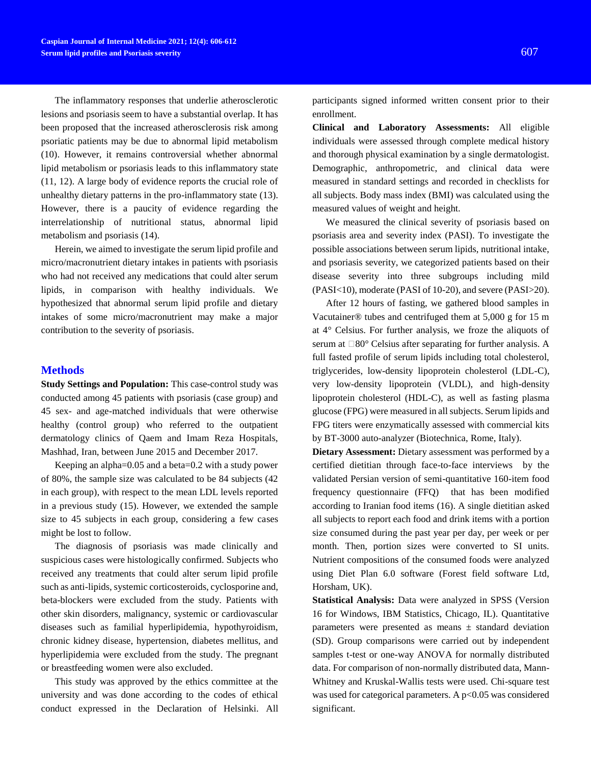The inflammatory responses that underlie atherosclerotic lesions and psoriasis seem to have a substantial overlap. It has been proposed that the increased atherosclerosis risk among psoriatic patients may be due to abnormal lipid metabolism (10). However, it remains controversial whether abnormal lipid metabolism or psoriasis leads to this inflammatory state (11, 12). A large body of evidence reports the crucial role of unhealthy dietary patterns in the pro-inflammatory state (13). However, there is a paucity of evidence regarding the interrelationship of nutritional status, abnormal lipid metabolism and psoriasis (14).

Herein, we aimed to investigate the serum lipid profile and micro/macronutrient dietary intakes in patients with psoriasis who had not received any medications that could alter serum lipids, in comparison with healthy individuals. We hypothesized that abnormal serum lipid profile and dietary intakes of some micro/macronutrient may make a major contribution to the severity of psoriasis.

## Methods

**Study Settings and Population:** This case-control study was conducted among 45 patients with psoriasis (case group) and 45 sex- and age-matched individuals that were otherwise healthy (control group) who referred to the outpatient dermatology clinics of Qaem and Imam Reza Hospitals, Mashhad, Iran, between June 2015 and December 2017.

Keeping an alpha=0.05 and a beta=0.2 with a study power of 80%, the sample size was calculated to be 84 subjects (42 in each group), with respect to the mean LDL levels reported in a previous study (15). However, we extended the sample size to 45 subjects in each group, considering a few cases might be lost to follow.

The diagnosis of psoriasis was made clinically and suspicious cases were histologically confirmed. Subjects who received any treatments that could alter serum lipid profile such as anti-lipids, systemic corticosteroids, cyclosporine and, beta-blockers were excluded from the study. Patients with other skin disorders, malignancy, systemic or cardiovascular diseases such as familial hyperlipidemia, hypothyroidism, chronic kidney disease, hypertension, diabetes mellitus, and hyperlipidemia were excluded from the study. The pregnant or breastfeeding women were also excluded.

This study was approved by the ethics committee at the university and was done according to the codes of ethical conduct expressed in the Declaration of Helsinki. All participants signed informed written consent prior to their enrollment.

**Clinical and Laboratory Assessments:** All eligible individuals were assessed through complete medical history and thorough physical examination by a single dermatologist. Demographic, anthropometric, and clinical data were measured in standard settings and recorded in checklists for all subjects. Body mass index (BMI) was calculated using the measured values of weight and height.

We measured the clinical severity of psoriasis based on psoriasis area and severity index (PASI). To investigate the possible associations between serum lipids, nutritional intake, and psoriasis severity, we categorized patients based on their disease severity into three subgroups including mild (PASI<10), moderate (PASI of 10-20), and severe (PASI>20).

After 12 hours of fasting, we gathered blood samples in Vacutainer® tubes and centrifuged them at 5,000 g for 15 m at 4° Celsius. For further analysis, we froze the aliquots of serum at −80° Celsius after separating for further analysis. A full fasted profile of serum lipids including total cholesterol, triglycerides, low-density lipoprotein cholesterol (LDL-C), very low-density lipoprotein (VLDL), and high-density lipoprotein cholesterol (HDL-C), as well as fasting plasma glucose (FPG) were measured in all subjects. Serum lipids and FPG titers were enzymatically assessed with commercial kits by BT-3000 auto-analyzer (Biotechnica, Rome, Italy).

**Dietary Assessment:** Dietary assessment was performed by a certified dietitian through face-to-face interviews by the validated Persian version of semi-quantitative 160-item food frequency questionnaire (FFQ) that has been modified according to Iranian food items (16). A single dietitian asked all subjects to report each food and drink items with a portion size consumed during the past year per day, per week or per month. Then, portion sizes were converted to SI units. Nutrient compositions of the consumed foods were analyzed using Diet Plan 6.0 software (Forest field software Ltd, Horsham, UK).

**Statistical Analysis:** Data were analyzed in SPSS (Version 16 for Windows, IBM Statistics, Chicago, IL). Quantitative parameters were presented as means ± standard deviation (SD). Group comparisons were carried out by independent samples t-test or one-way ANOVA for normally distributed data. For comparison of non-normally distributed data, Mann-Whitney and Kruskal-Wallis tests were used. Chi-square test was used for categorical parameters. A $p<0.05$ was considered significant.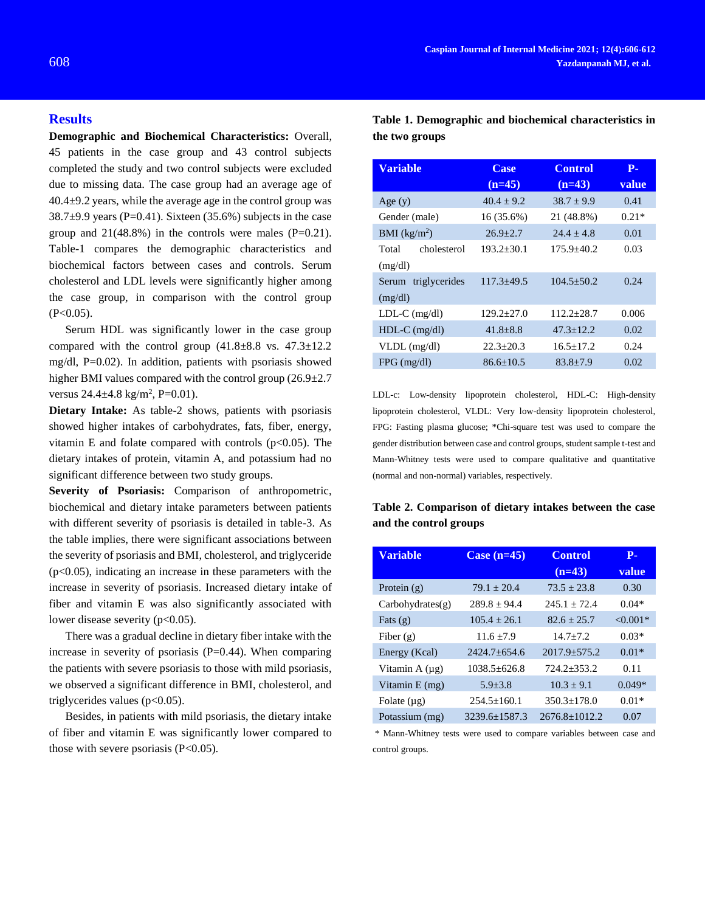## Results

**Demographic and Biochemical Characteristics:** Overall, 45 patients in the case group and 43 control subjects completed the study and two control subjects were excluded due to missing data. The case group had an average age of 40.4±9.2 years, while the average age in the control group was 38.7±9.9 years (P=0.41). Sixteen (35.6%) subjects in the case group and 21(48.8%) in the controls were males (P=0.21). Table-1 compares the demographic characteristics and biochemical factors between cases and controls. Serum cholesterol and LDL levels were significantly higher among the case group, in comparison with the control group (P<0.05).

Serum HDL was significantly lower in the case group compared with the control group (41.8±8.8 vs. 47.3±12.2 mg/dl, P=0.02). In addition, patients with psoriasis showed higher BMI values compared with the control group (26.9±2.7 versus 24.4±4.8 kg/m$^2$, P=0.01).

**Dietary Intake:** As table-2 shows, patients with psoriasis showed higher intakes of carbohydrates, fats, fiber, energy, vitamin E and folate compared with controls (p<0.05). The dietary intakes of protein, vitamin A, and potassium had no significant difference between two study groups.

**Severity of Psoriasis:** Comparison of anthropometric, biochemical and dietary intake parameters between patients with different severity of psoriasis is detailed in table-3. As the table implies, there were significant associations between the severity of psoriasis and BMI, cholesterol, and triglyceride (p<0.05), indicating an increase in these parameters with the increase in severity of psoriasis. Increased dietary intake of fiber and vitamin E was also significantly associated with lower disease severity (p<0.05).

There was a gradual decline in dietary fiber intake with the increase in severity of psoriasis (P=0.44). When comparing the patients with severe psoriasis to those with mild psoriasis, we observed a significant difference in BMI, cholesterol, and triglycerides values (p<0.05).

Besides, in patients with mild psoriasis, the dietary intake of fiber and vitamin E was significantly lower compared to those with severe psoriasis (P<0.05).

**Table 1. Demographic and biochemical characteristics in the two groups**

| Variable | Case (n=45) | Control (n=43) | P-value |
|---|---|---|---|
| Age (y) | 40.4 ± 9.2 | 38.7 ± 9.9 | 0.41 |
| Gender (male) | 16 (35.6%) | 21 (48.8%) | 0.21* |
| BMI (kg/m$^2$) | 26.9±2.7 | 24.4 ± 4.8 | 0.01 |
| Total cholesterol (mg/dl) | 193.2±30.1 | 175.9±40.2 | 0.03 |
| Serum triglycerides (mg/dl) | 117.3±49.5 | 104.5±50.2 | 0.24 |
| LDL-C (mg/dl) | 129.2±27.0 | 112.2±28.7 | 0.006 |
| HDL-C (mg/dl) | 41.8±8.8 | 47.3±12.2 | 0.02 |
| VLDL (mg/dl) | 22.3±20.3 | 16.5±17.2 | 0.24 |
| FPG (mg/dl) | 86.6±10.5 | 83.8±7.9 | 0.02 |

LDL-c: Low-density lipoprotein cholesterol, HDL-C: High-density lipoprotein cholesterol, VLDL: Very low-density lipoprotein cholesterol, FPG: Fasting plasma glucose; *Chi-square test was used to compare the gender distribution between case and control groups, student sample t-test and Mann-Whitney tests were used to compare qualitative and quantitative (normal and non-normal) variables, respectively.

**Table 2. Comparison of dietary intakes between the case and the control groups**

| Variable | Case (n=45) | Control (n=43) | P-value |
|---|---|---|---|
| Protein (g) | 79.1 ± 20.4 | 73.5 ± 23.8 | 0.30 |
| Carbohydrates(g) | 289.8 ± 94.4 | 245.1 ± 72.4 | 0.04* |
| Fats (g) | 105.4 ± 26.1 | 82.6 ± 25.7 | <0.001* |
| Fiber (g) | 11.6 ±7.9 | 14.7±7.2 | 0.03* |
| Energy (Kcal) | 2424.7±654.6 | 2017.9±575.2 | 0.01* |
| Vitamin A (μg) | 1038.5±626.8 | 724.2±353.2 | 0.11 |
| Vitamin E (mg) | 5.9±3.8 | 10.3 ± 9.1 | 0.049* |
| Folate (μg) | 254.5±160.1 | 350.3±178.0 | 0.01* |
| Potassium (mg) | 3239.6±1587.3 | 2676.8±1012.2 | 0.07 |

* Mann-Whitney tests were used to compare variables between case and control groups.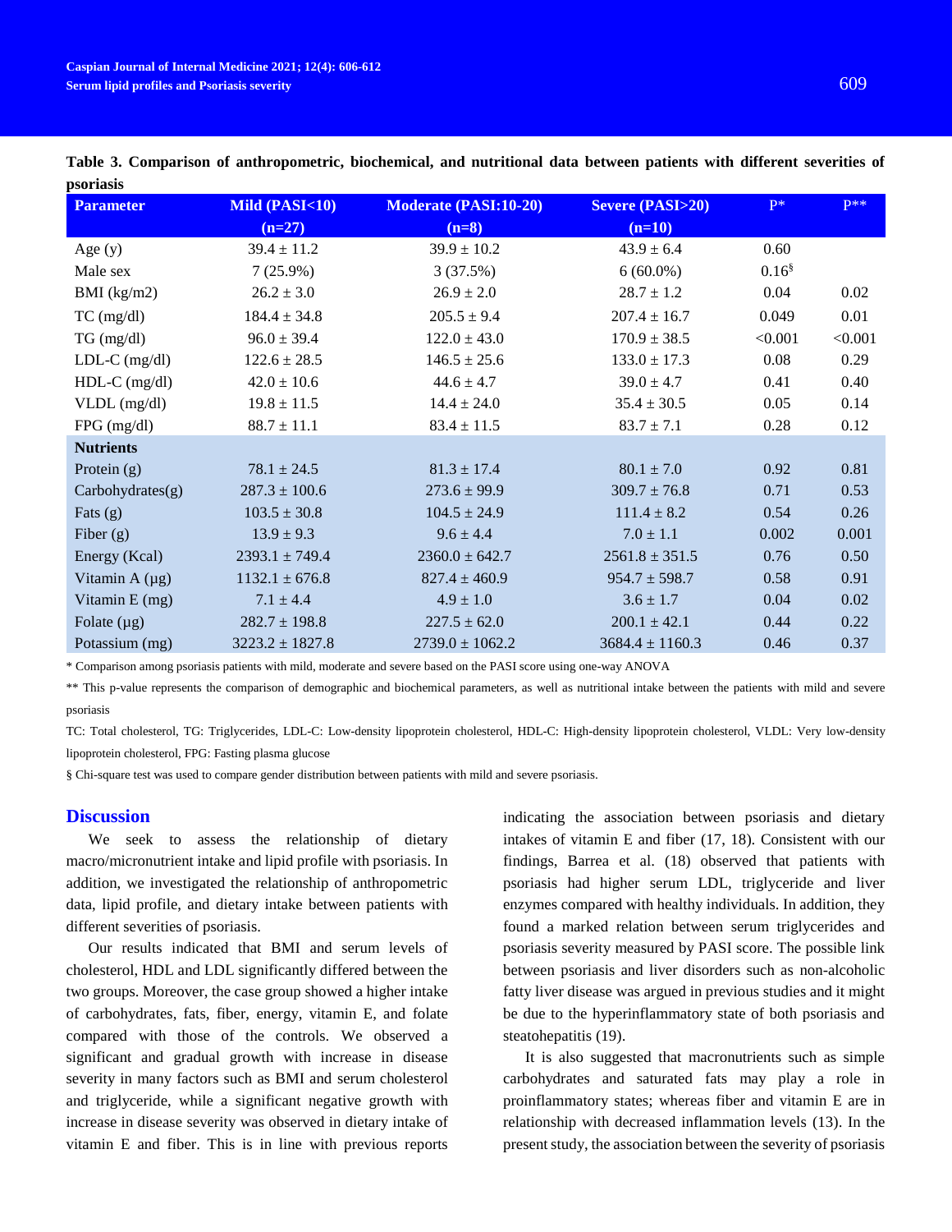**Table 3. Comparison of anthropometric, biochemical, and nutritional data between patients with different severities of psoriasis**

| Parameter | Mild (PASI<10) (n=27) | Moderate (PASI:10-20) (n=8) | Severe (PASI>20) (n=10) | P* | P** |
|---|---|---|---|---|---|
| Age (y) | 39.4 ± 11.2 | 39.9 ± 10.2 | 43.9 ± 6.4 | 0.60 | |
| Male sex | 7 (25.9%) | 3 (37.5%) | 6 (60.0%) | 0.16§ | |
| BMI (kg/m2) | 26.2 ± 3.0 | 26.9 ± 2.0 | 28.7 ± 1.2 | 0.04 | 0.02 |
| TC (mg/dl) | 184.4 ± 34.8 | 205.5 ± 9.4 | 207.4 ± 16.7 | 0.049 | 0.01 |
| TG (mg/dl) | 96.0 ± 39.4 | 122.0 ± 43.0 | 170.9 ± 38.5 | <0.001 | <0.001 |
| LDL-C (mg/dl) | 122.6 ± 28.5 | 146.5 ± 25.6 | 133.0 ± 17.3 | 0.08 | 0.29 |
| HDL-C (mg/dl) | 42.0 ± 10.6 | 44.6 ± 4.7 | 39.0 ± 4.7 | 0.41 | 0.40 |
| VLDL (mg/dl) | 19.8 ± 11.5 | 14.4 ± 24.0 | 35.4 ± 30.5 | 0.05 | 0.14 |
| FPG (mg/dl) | 88.7 ± 11.1 | 83.4 ± 11.5 | 83.7 ± 7.1 | 0.28 | 0.12 |
| **Nutrients** | | | | | |
| Protein (g) | 78.1 ± 24.5 | 81.3 ± 17.4 | 80.1 ± 7.0 | 0.92 | 0.81 |
| Carbohydrates(g) | 287.3 ± 100.6 | 273.6 ± 99.9 | 309.7 ± 76.8 | 0.71 | 0.53 |
| Fats (g) | 103.5 ± 30.8 | 104.5 ± 24.9 | 111.4 ± 8.2 | 0.54 | 0.26 |
| Fiber (g) | 13.9 ± 9.3 | 9.6 ± 4.4 | 7.0 ± 1.1 | 0.002 | 0.001 |
| Energy (Kcal) | 2393.1 ± 749.4 | 2360.0 ± 642.7 | 2561.8 ± 351.5 | 0.76 | 0.50 |
| Vitamin A (µg) | 1132.1 ± 676.8 | 827.4 ± 460.9 | 954.7 ± 598.7 | 0.58 | 0.91 |
| Vitamin E (mg) | 7.1 ± 4.4 | 4.9 ± 1.0 | 3.6 ± 1.7 | 0.04 | 0.02 |
| Folate (µg) | 282.7 ± 198.8 | 227.5 ± 62.0 | 200.1 ± 42.1 | 0.44 | 0.22 |
| Potassium (mg) | 3223.2 ± 1827.8 | 2739.0 ± 1062.2 | 3684.4 ± 1160.3 | 0.46 | 0.37 |

\* Comparison among psoriasis patients with mild, moderate and severe based on the PASI score using one-way ANOVA

** This p-value represents the comparison of demographic and biochemical parameters, as well as nutritional intake between the patients with mild and severe psoriasis

TC: Total cholesterol, TG: Triglycerides, LDL-C: Low-density lipoprotein cholesterol, HDL-C: High-density lipoprotein cholesterol, VLDL: Very low-density lipoprotein cholesterol, FPG: Fasting plasma glucose

§ Chi-square test was used to compare gender distribution between patients with mild and severe psoriasis.

## Discussion

We seek to assess the relationship of dietary macro/micronutrient intake and lipid profile with psoriasis. In addition, we investigated the relationship of anthropometric data, lipid profile, and dietary intake between patients with different severities of psoriasis.

Our results indicated that BMI and serum levels of cholesterol, HDL and LDL significantly differed between the two groups. Moreover, the case group showed a higher intake of carbohydrates, fats, fiber, energy, vitamin E, and folate compared with those of the controls. We observed a significant and gradual growth with increase in disease severity in many factors such as BMI and serum cholesterol and triglyceride, while a significant negative growth with increase in disease severity was observed in dietary intake of vitamin E and fiber. This is in line with previous reports indicating the association between psoriasis and dietary intakes of vitamin E and fiber (17, 18). Consistent with our findings, Barrea et al. (18) observed that patients with psoriasis had higher serum LDL, triglyceride and liver enzymes compared with healthy individuals. In addition, they found a marked relation between serum triglycerides and psoriasis severity measured by PASI score. The possible link between psoriasis and liver disorders such as non-alcoholic fatty liver disease was argued in previous studies and it might be due to the hyperinflammatory state of both psoriasis and steatohepatitis (19).

It is also suggested that macronutrients such as simple carbohydrates and saturated fats may play a role in proinflammatory states; whereas fiber and vitamin E are in relationship with decreased inflammation levels (13). In the present study, the association between the severity of psoriasis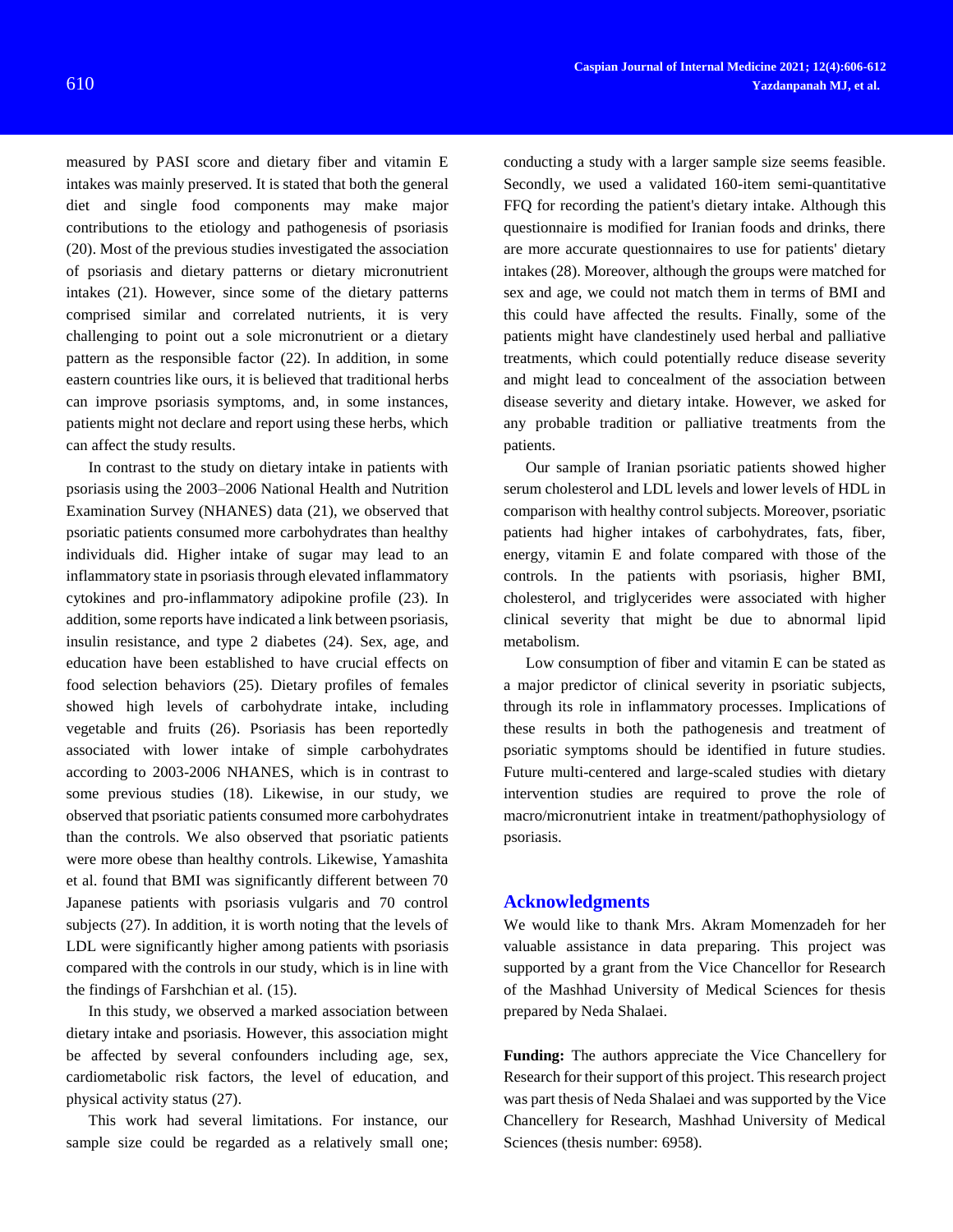measured by PASI score and dietary fiber and vitamin E intakes was mainly preserved. It is stated that both the general diet and single food components may make major contributions to the etiology and pathogenesis of psoriasis (20). Most of the previous studies investigated the association of psoriasis and dietary patterns or dietary micronutrient intakes (21). However, since some of the dietary patterns comprised similar and correlated nutrients, it is very challenging to point out a sole micronutrient or a dietary pattern as the responsible factor (22). In addition, in some eastern countries like ours, it is believed that traditional herbs can improve psoriasis symptoms, and, in some instances, patients might not declare and report using these herbs, which can affect the study results.

In contrast to the study on dietary intake in patients with psoriasis using the 2003–2006 National Health and Nutrition Examination Survey (NHANES) data (21), we observed that psoriatic patients consumed more carbohydrates than healthy individuals did. Higher intake of sugar may lead to an inflammatory state in psoriasis through elevated inflammatory cytokines and pro-inflammatory adipokine profile (23). In addition, some reports have indicated a link between psoriasis, insulin resistance, and type 2 diabetes (24). Sex, age, and education have been established to have crucial effects on food selection behaviors (25). Dietary profiles of females showed high levels of carbohydrate intake, including vegetable and fruits (26). Psoriasis has been reportedly associated with lower intake of simple carbohydrates according to 2003-2006 NHANES, which is in contrast to some previous studies (18). Likewise, in our study, we observed that psoriatic patients consumed more carbohydrates than the controls. We also observed that psoriatic patients were more obese than healthy controls. Likewise, Yamashita et al. found that BMI was significantly different between 70 Japanese patients with psoriasis vulgaris and 70 control subjects (27). In addition, it is worth noting that the levels of LDL were significantly higher among patients with psoriasis compared with the controls in our study, which is in line with the findings of Farshchian et al. (15).

In this study, we observed a marked association between dietary intake and psoriasis. However, this association might be affected by several confounders including age, sex, cardiometabolic risk factors, the level of education, and physical activity status (27).

This work had several limitations. For instance, our sample size could be regarded as a relatively small one; conducting a study with a larger sample size seems feasible. Secondly, we used a validated 160-item semi-quantitative FFQ for recording the patient's dietary intake. Although this questionnaire is modified for Iranian foods and drinks, there are more accurate questionnaires to use for patients' dietary intakes (28). Moreover, although the groups were matched for sex and age, we could not match them in terms of BMI and this could have affected the results. Finally, some of the patients might have clandestinely used herbal and palliative treatments, which could potentially reduce disease severity and might lead to concealment of the association between disease severity and dietary intake. However, we asked for any probable tradition or palliative treatments from the patients.

Our sample of Iranian psoriatic patients showed higher serum cholesterol and LDL levels and lower levels of HDL in comparison with healthy control subjects. Moreover, psoriatic patients had higher intakes of carbohydrates, fats, fiber, energy, vitamin E and folate compared with those of the controls. In the patients with psoriasis, higher BMI, cholesterol, and triglycerides were associated with higher clinical severity that might be due to abnormal lipid metabolism.

Low consumption of fiber and vitamin E can be stated as a major predictor of clinical severity in psoriatic subjects, through its role in inflammatory processes. Implications of these results in both the pathogenesis and treatment of psoriatic symptoms should be identified in future studies. Future multi-centered and large-scaled studies with dietary intervention studies are required to prove the role of macro/micronutrient intake in treatment/pathophysiology of psoriasis.

## Acknowledgments

We would like to thank Mrs. Akram Momenzadeh for her valuable assistance in data preparing. This project was supported by a grant from the Vice Chancellor for Research of the Mashhad University of Medical Sciences for thesis prepared by Neda Shalaei.

**Funding:** The authors appreciate the Vice Chancellery for Research for their support of this project. This research project was part thesis of Neda Shalaei and was supported by the Vice Chancellery for Research, Mashhad University of Medical Sciences (thesis number: 6958).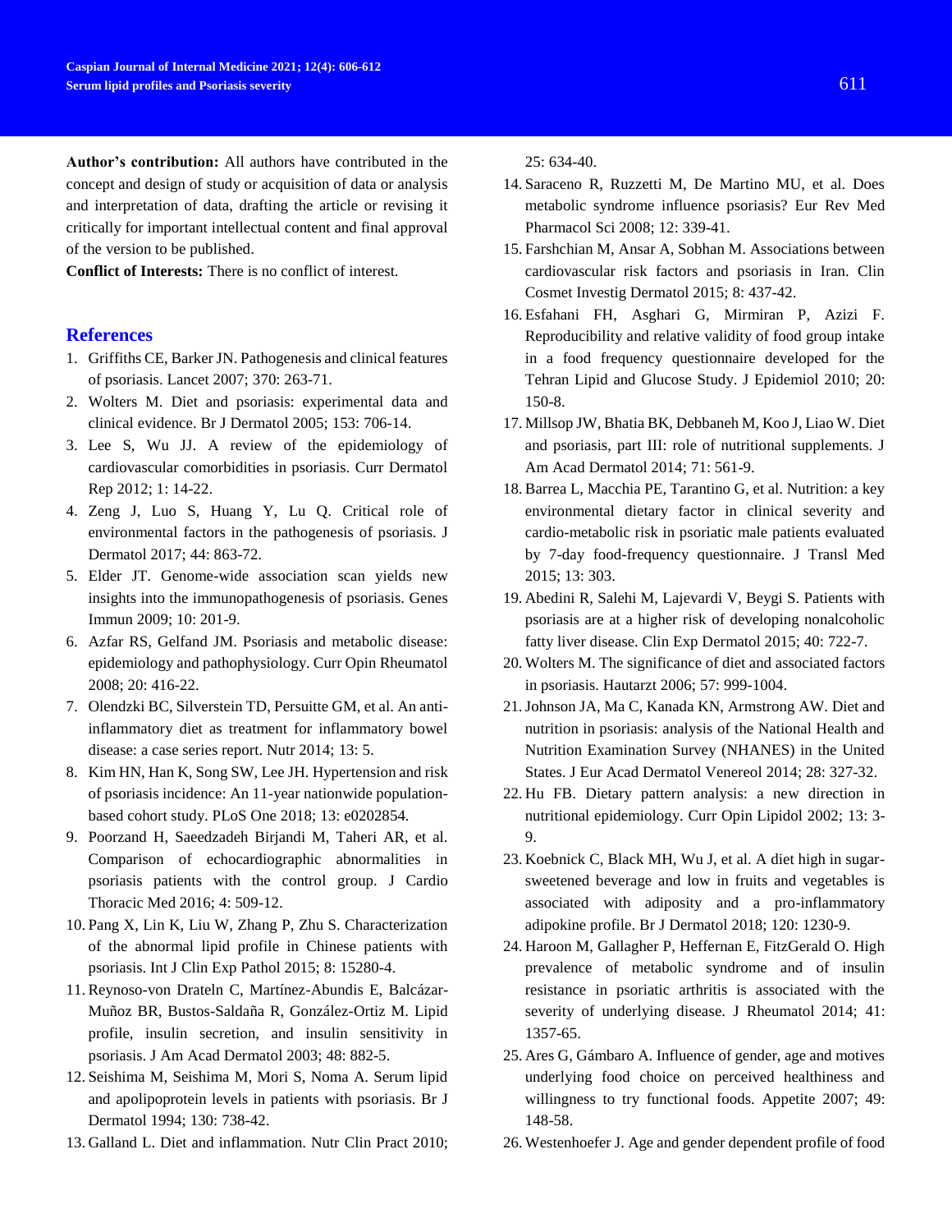**Author's contribution:** All authors have contributed in the concept and design of study or acquisition of data or analysis and interpretation of data, drafting the article or revising it critically for important intellectual content and final approval of the version to be published.

**Conflict of Interests:** There is no conflict of interest.

## References

1. Griffiths CE, Barker JN. Pathogenesis and clinical features of psoriasis. Lancet 2007; 370: 263-71.
2. Wolters M. Diet and psoriasis: experimental data and clinical evidence. Br J Dermatol 2005; 153: 706-14.
3. Lee S, Wu JJ. A review of the epidemiology of cardiovascular comorbidities in psoriasis. Curr Dermatol Rep 2012; 1: 14-22.
4. Zeng J, Luo S, Huang Y, Lu Q. Critical role of environmental factors in the pathogenesis of psoriasis. J Dermatol 2017; 44: 863-72.
5. Elder JT. Genome-wide association scan yields new insights into the immunopathogenesis of psoriasis. Genes Immun 2009; 10: 201-9.
6. Azfar RS, Gelfand JM. Psoriasis and metabolic disease: epidemiology and pathophysiology. Curr Opin Rheumatol 2008; 20: 416-22.
7. Olendzki BC, Silverstein TD, Persuitte GM, et al. An anti-inflammatory diet as treatment for inflammatory bowel disease: a case series report. Nutr 2014; 13: 5.
8. Kim HN, Han K, Song SW, Lee JH. Hypertension and risk of psoriasis incidence: An 11-year nationwide population-based cohort study. PLoS One 2018; 13: e0202854.
9. Poorzand H, Saeedzadeh Birjandi M, Taheri AR, et al. Comparison of echocardiographic abnormalities in psoriasis patients with the control group. J Cardio Thoracic Med 2016; 4: 509-12.
10. Pang X, Lin K, Liu W, Zhang P, Zhu S. Characterization of the abnormal lipid profile in Chinese patients with psoriasis. Int J Clin Exp Pathol 2015; 8: 15280-4.
11. Reynoso-von Drateln C, Martínez-Abundis E, Balcázar-Muñoz BR, Bustos-Saldaña R, González-Ortiz M. Lipid profile, insulin secretion, and insulin sensitivity in psoriasis. J Am Acad Dermatol 2003; 48: 882-5.
12. Seishima M, Seishima M, Mori S, Noma A. Serum lipid and apolipoprotein levels in patients with psoriasis. Br J Dermatol 1994; 130: 738-42.
13. Galland L. Diet and inflammation. Nutr Clin Pract 2010; 25: 634-40.
14. Saraceno R, Ruzzetti M, De Martino MU, et al. Does metabolic syndrome influence psoriasis? Eur Rev Med Pharmacol Sci 2008; 12: 339-41.
15. Farshchian M, Ansar A, Sobhan M. Associations between cardiovascular risk factors and psoriasis in Iran. Clin Cosmet Investig Dermatol 2015; 8: 437-42.
16. Esfahani FH, Asghari G, Mirmiran P, Azizi F. Reproducibility and relative validity of food group intake in a food frequency questionnaire developed for the Tehran Lipid and Glucose Study. J Epidemiol 2010; 20: 150-8.
17. Millsop JW, Bhatia BK, Debbaneh M, Koo J, Liao W. Diet and psoriasis, part III: role of nutritional supplements. J Am Acad Dermatol 2014; 71: 561-9.
18. Barrea L, Macchia PE, Tarantino G, et al. Nutrition: a key environmental dietary factor in clinical severity and cardio-metabolic risk in psoriatic male patients evaluated by 7-day food-frequency questionnaire. J Transl Med 2015; 13: 303.
19. Abedini R, Salehi M, Lajevardi V, Beygi S. Patients with psoriasis are at a higher risk of developing nonalcoholic fatty liver disease. Clin Exp Dermatol 2015; 40: 722-7.
20. Wolters M. The significance of diet and associated factors in psoriasis. Hautarzt 2006; 57: 999-1004.
21. Johnson JA, Ma C, Kanada KN, Armstrong AW. Diet and nutrition in psoriasis: analysis of the National Health and Nutrition Examination Survey (NHANES) in the United States. J Eur Acad Dermatol Venereol 2014; 28: 327-32.
22. Hu FB. Dietary pattern analysis: a new direction in nutritional epidemiology. Curr Opin Lipidol 2002; 13: 3-9.
23. Koebnick C, Black MH, Wu J, et al. A diet high in sugar-sweetened beverage and low in fruits and vegetables is associated with adiposity and a pro-inflammatory adipokine profile. Br J Dermatol 2018; 120: 1230-9.
24. Haroon M, Gallagher P, Heffernan E, FitzGerald O. High prevalence of metabolic syndrome and of insulin resistance in psoriatic arthritis is associated with the severity of underlying disease. J Rheumatol 2014; 41: 1357-65.
25. Ares G, Gámbaro A. Influence of gender, age and motives underlying food choice on perceived healthiness and willingness to try functional foods. Appetite 2007; 49: 148-58.
26. Westenhoefer J. Age and gender dependent profile of food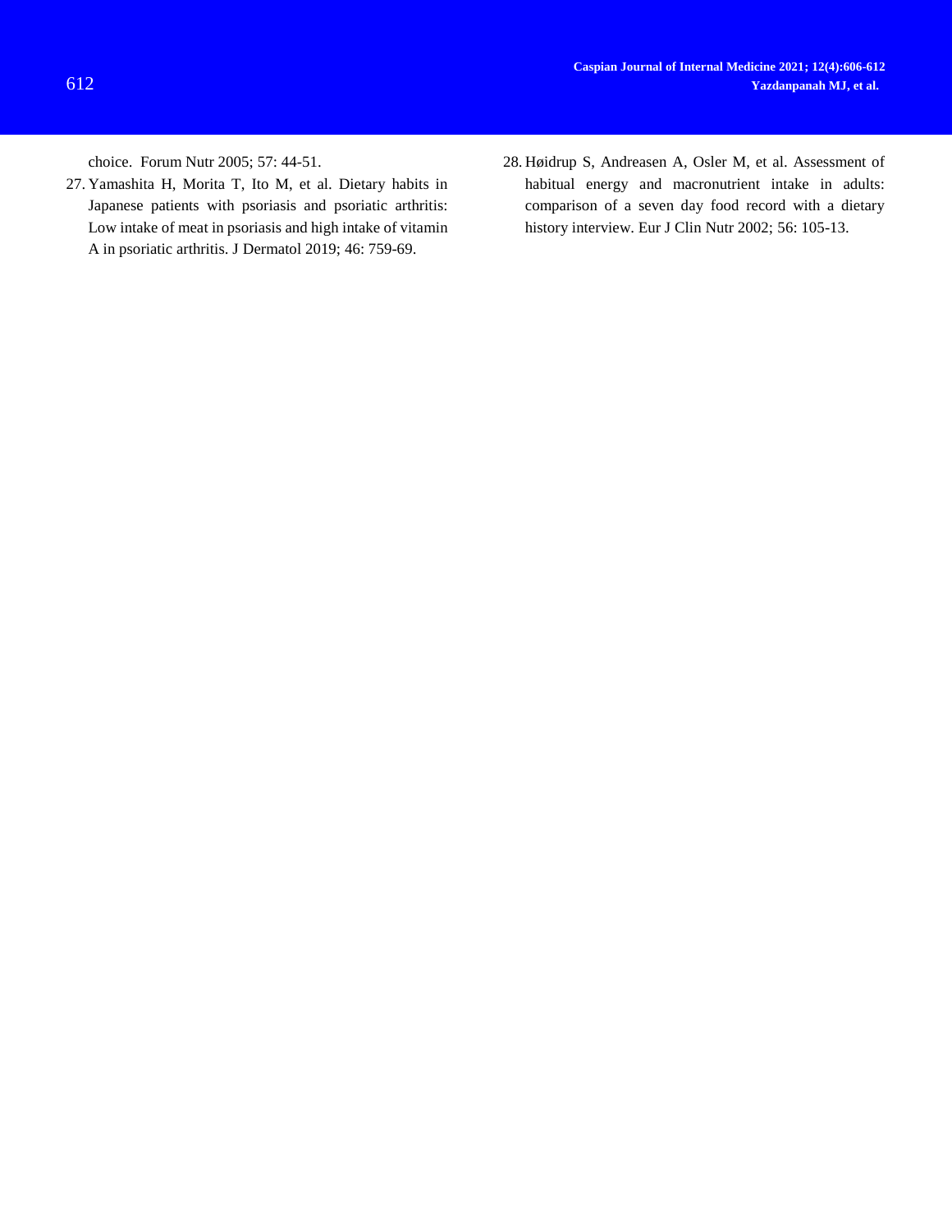choice. Forum Nutr 2005; 57: 44-51.

27. Yamashita H, Morita T, Ito M, et al. Dietary habits in Japanese patients with psoriasis and psoriatic arthritis: Low intake of meat in psoriasis and high intake of vitamin A in psoriatic arthritis. J Dermatol 2019; 46: 759-69.
28. Høidrup S, Andreasen A, Osler M, et al. Assessment of habitual energy and macronutrient intake in adults: comparison of a seven day food record with a dietary history interview. Eur J Clin Nutr 2002; 56: 105-13.